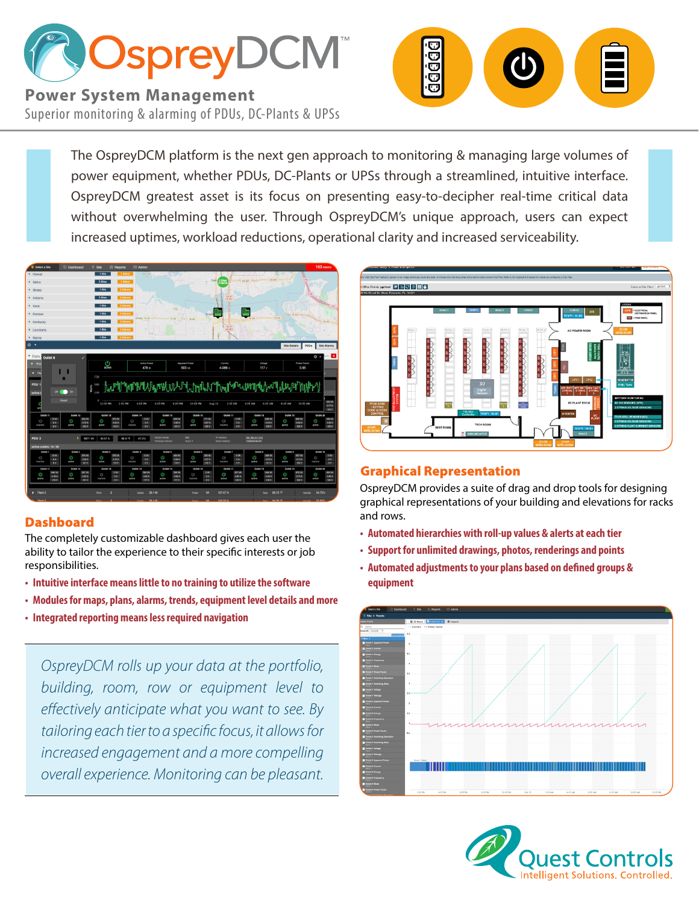# OspreyDCM™

## Power System Management

Superior monitoring & alarming of PDUs, DC-Plants & UPSs

The OspreyDCM platform is the next gen approach to monitoring & managing large volumes of power equipment, whether PDUs, DC-Plants or UPSs through a streamlined, intuitive interface. OspreyDCM greatest asset is its focus on presenting easy-to-decipher real-time critical data without overwhelming the user. Through OspreyDCM's unique approach, users can expect increased uptimes, workload reductions, operational clarity and increased serviceability.

## Dashboard

The completely customizable dashboard gives each user the ability to tailor the experience to their specific interests or job responsibilities.

- **Intuitive interface means little to no training to utilize the software**
- **Modules for maps, plans, alarms, trends, equipment level details and more**
- **Integrated reporting means less required navigation**

*OspreyDCM rolls up your data at the portfolio, building, room, row or equipment level to effectively anticipate what you want to see. By tailoring each tier to a specific focus, it allows for increased engagement and a more compelling overall experience. Monitoring can be pleasant.*

## Graphical Representation

OspreyDCM provides a suite of drag and drop tools for designing graphical representations of your building and elevations for racks and rows.

- **Automated hierarchies with roll-up values & alerts at each tier**
- **Support for unlimited drawings, photos, renderings and points**
- **Automated adjustments to your plans based on defined groups & equipment**

Quest Controls

Intelligent Solutions. Controlled.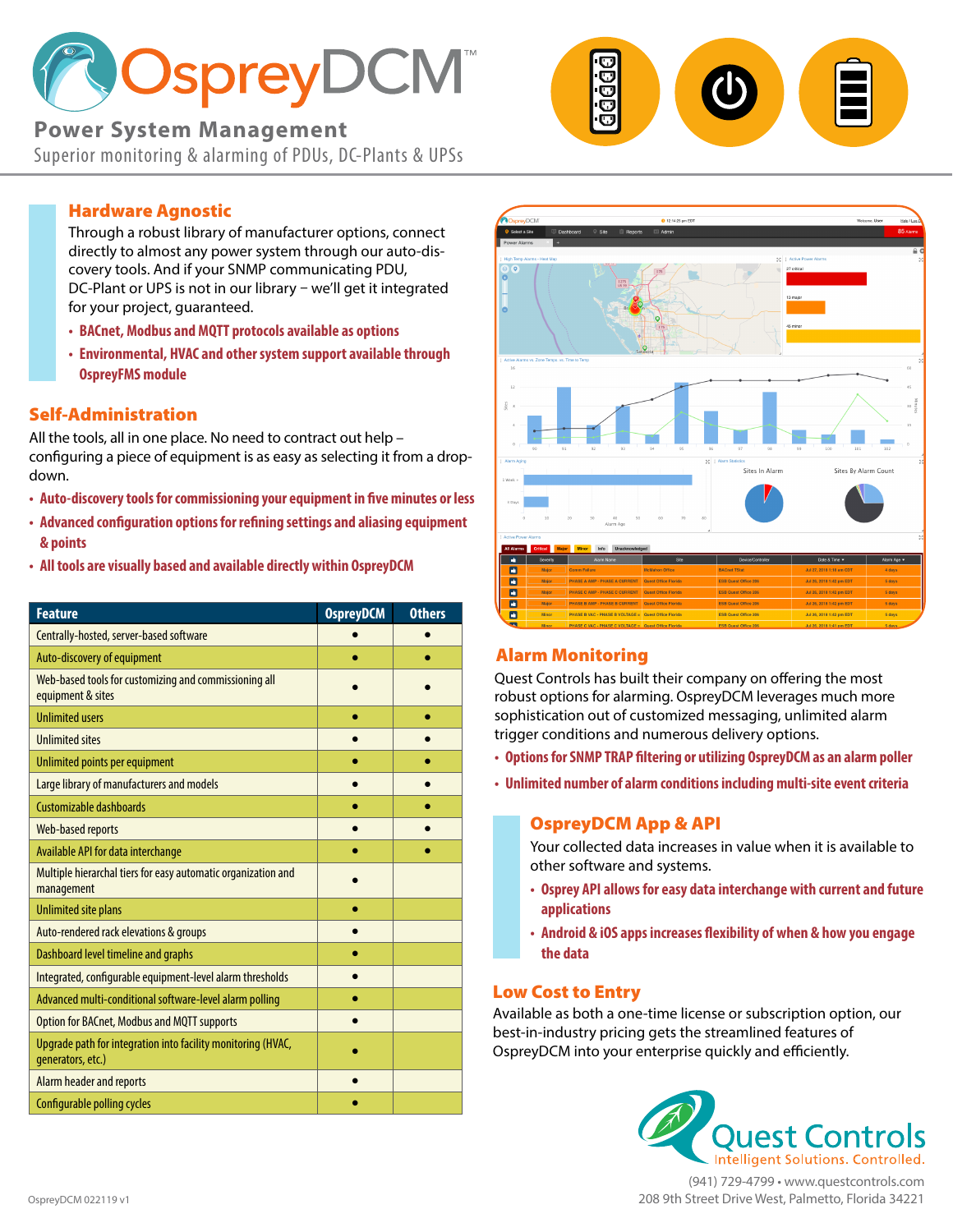# OspreyDCM™

## Power System Management

Superior monitoring & alarming of PDUs, DC-Plants & UPSs

## Hardware Agnostic

Through a robust library of manufacturer options, connect directly to almost any power system through our auto-discovery tools. And if your SNMP communicating PDU, DC-Plant or UPS is not in our library – we'll get it integrated for your project, guaranteed.

- BACnet, Modbus and MQTT protocols available as options
- Environmental, HVAC and other system support available through OspreyFMS module

## Self-Administration

All the tools, all in one place. No need to contract out help – configuring a piece of equipment is as easy as selecting it from a drop-down.

- Auto-discovery tools for commissioning your equipment in five minutes or less
- Advanced configuration options for refining settings and aliasing equipment & points
- All tools are visually based and available directly within OspreyDCM

| Feature | OspreyDCM | Others |
|---|---|---|
| Centrally-hosted, server-based software | • | • |
| Auto-discovery of equipment | • | • |
| Web-based tools for customizing and commissioning all equipment & sites | • | • |
| Unlimited users | • | • |
| Unlimited sites | • | • |
| Unlimited points per equipment | • | • |
| Large library of manufacturers and models | • | • |
| Customizable dashboards | • | • |
| Web-based reports | • | • |
| Available API for data interchange | • | • |
| Multiple hierarchal tiers for easy automatic organization and management | • | |
| Unlimited site plans | • | |
| Auto-rendered rack elevations & groups | • | |
| Dashboard level timeline and graphs | • | |
| Integrated, configurable equipment-level alarm thresholds | • | |
| Advanced multi-conditional software-level alarm polling | • | |
| Option for BACnet, Modbus and MQTT supports | • | |
| Upgrade path for integration into facility monitoring (HVAC, generators, etc.) | • | |
| Alarm header and reports | • | |
| Configurable polling cycles | • | |

## Alarm Monitoring

Quest Controls has built their company on offering the most robust options for alarming. OspreyDCM leverages much more sophistication out of customized messaging, unlimited alarm trigger conditions and numerous delivery options.

- Options for SNMP TRAP filtering or utilizing OspreyDCM as an alarm poller
- Unlimited number of alarm conditions including multi-site event criteria

## OspreyDCM App & API

Your collected data increases in value when it is available to other software and systems.

- Osprey API allows for easy data interchange with current and future applications
- Android & iOS apps increases flexibility of when & how you engage the data

## Low Cost to Entry

Available as both a one-time license or subscription option, our best-in-industry pricing gets the streamlined features of OspreyDCM into your enterprise quickly and efficiently.

Quest Controls
Intelligent Solutions. Controlled.

(941) 729-4799 • www.questcontrols.com
208 9th Street Drive West, Palmetto, Florida 34221

OspreyDCM 022119 v1